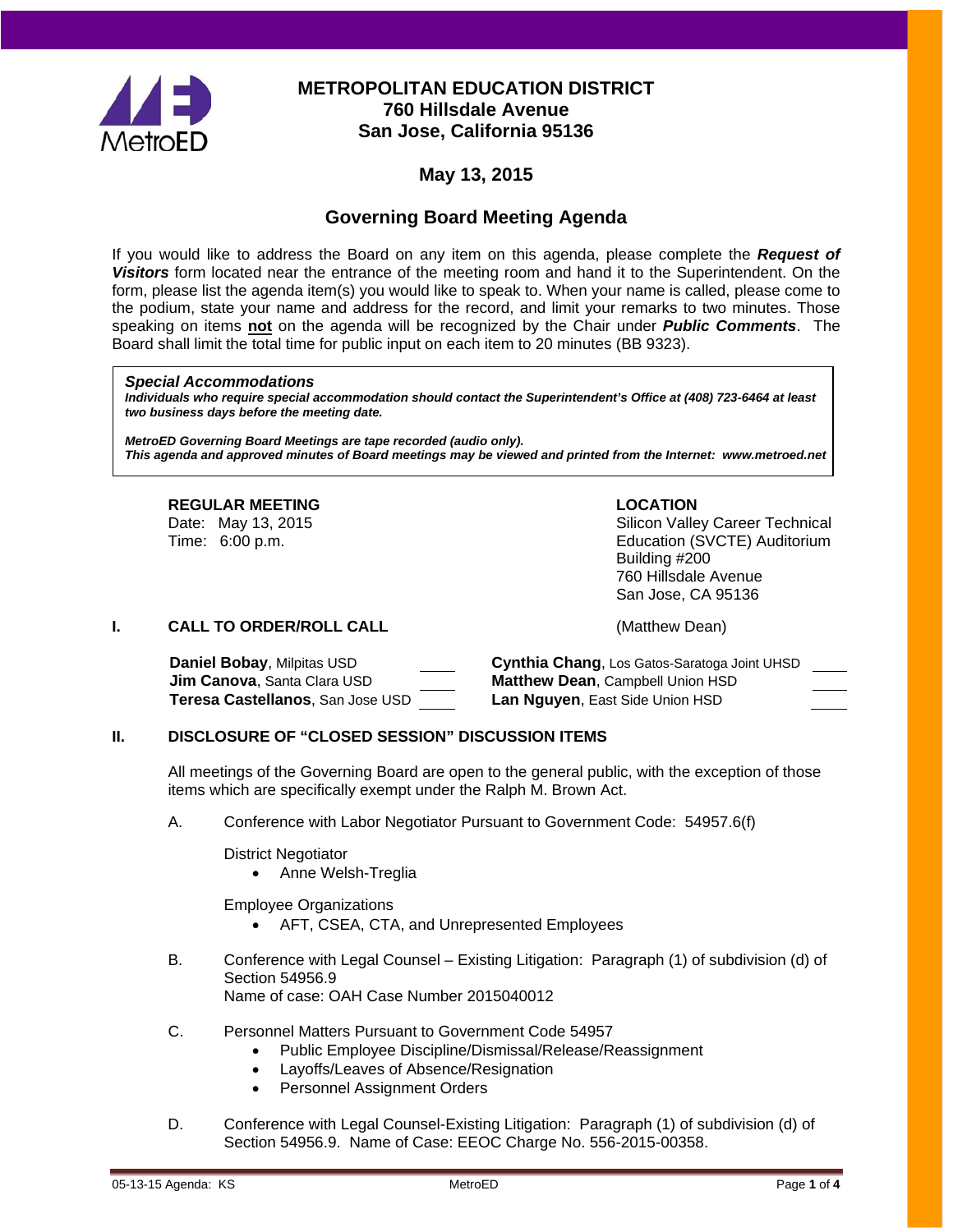# METROPOLITAN EDUCATION DISTRICT
## 760 Hillsdale Avenue
## San Jose, California 95136

## May 13, 2015

## Governing Board Meeting Agenda

If you would like to address the Board on any item on this agenda, please complete the ***Request of Visitors*** form located near the entrance of the meeting room and hand it to the Superintendent. On the form, please list the agenda item(s) you would like to speak to. When your name is called, please come to the podium, state your name and address for the record, and limit your remarks to two minutes. Those speaking on items **not** on the agenda will be recognized by the Chair under ***Public Comments***. The Board shall limit the total time for public input on each item to 20 minutes (BB 9323).

> ***Special Accommodations***
> ***Individuals who require special accommodation should contact the Superintendent's Office at (408) 723-6464 at least two business days before the meeting date.***
>
> ***MetroED Governing Board Meetings are tape recorded (audio only).***
> ***This agenda and approved minutes of Board meetings may be viewed and printed from the Internet: www.metroed.net***

**REGULAR MEETING**
Date: May 13, 2015
Time: 6:00 p.m.

**LOCATION**
Silicon Valley Career Technical Education (SVCTE) Auditorium
Building #200
760 Hillsdale Avenue
San Jose, CA 95136

### I. CALL TO ORDER/ROLL CALL (Matthew Dean)

| | | | |
|---|---|---|---|
| **Daniel Bobay**, Milpitas USD | ____ | **Cynthia Chang**, Los Gatos-Saratoga Joint UHSD | ____ |
| **Jim Canova**, Santa Clara USD | ____ | **Matthew Dean**, Campbell Union HSD | ____ |
| **Teresa Castellanos**, San Jose USD | ____ | **Lan Nguyen**, East Side Union HSD | ____ |

### II. DISCLOSURE OF "CLOSED SESSION" DISCUSSION ITEMS

All meetings of the Governing Board are open to the general public, with the exception of those items which are specifically exempt under the Ralph M. Brown Act.

A. Conference with Labor Negotiator Pursuant to Government Code: 54957.6(f)

District Negotiator
- Anne Welsh-Treglia

Employee Organizations
- AFT, CSEA, CTA, and Unrepresented Employees

B. Conference with Legal Counsel – Existing Litigation: Paragraph (1) of subdivision (d) of Section 54956.9
Name of case: OAH Case Number 2015040012

C. Personnel Matters Pursuant to Government Code 54957
- Public Employee Discipline/Dismissal/Release/Reassignment
- Layoffs/Leaves of Absence/Resignation
- Personnel Assignment Orders

D. Conference with Legal Counsel-Existing Litigation: Paragraph (1) of subdivision (d) of Section 54956.9. Name of Case: EEOC Charge No. 556-2015-00358.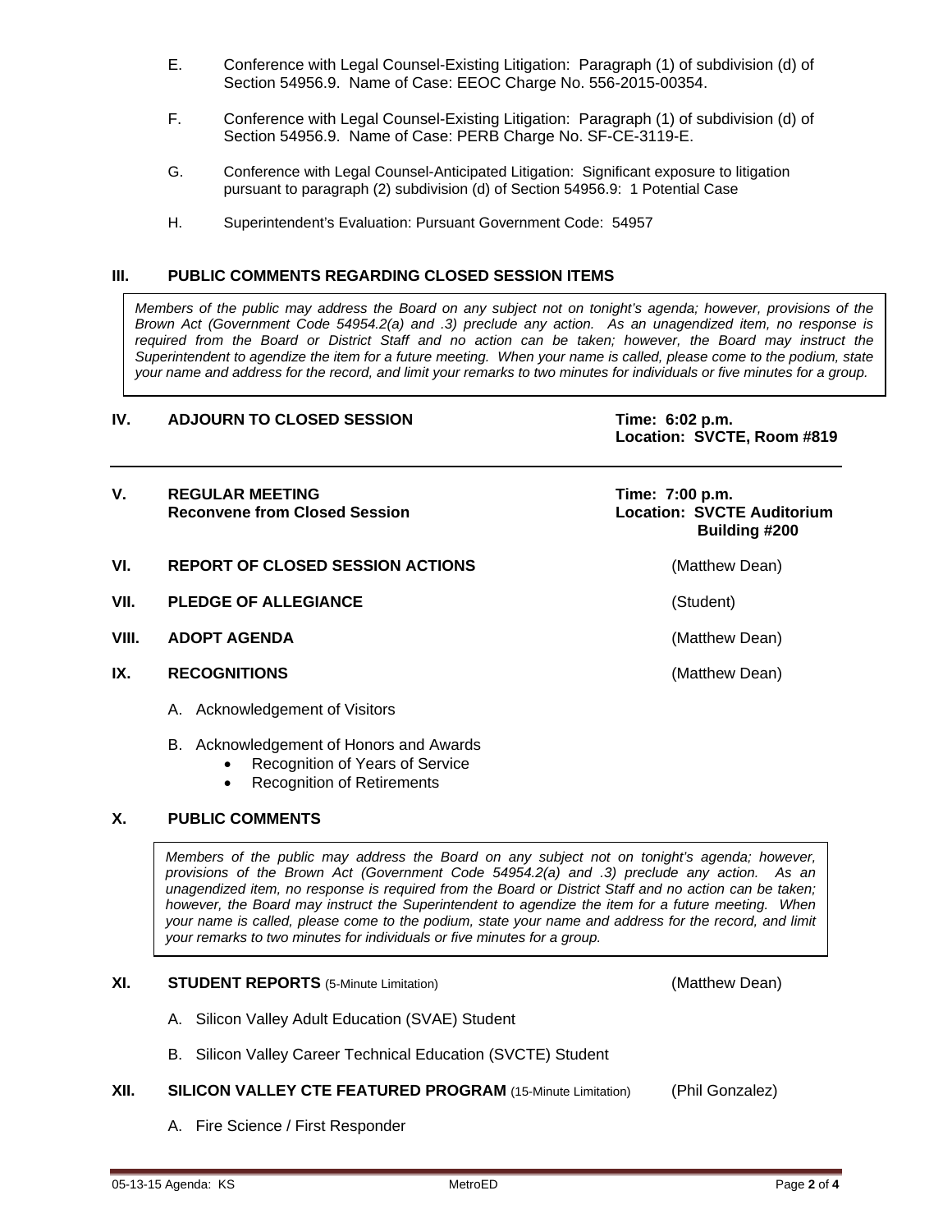E. Conference with Legal Counsel-Existing Litigation: Paragraph (1) of subdivision (d) of Section 54956.9. Name of Case: EEOC Charge No. 556-2015-00354.

F. Conference with Legal Counsel-Existing Litigation: Paragraph (1) of subdivision (d) of Section 54956.9. Name of Case: PERB Charge No. SF-CE-3119-E.

G. Conference with Legal Counsel-Anticipated Litigation: Significant exposure to litigation pursuant to paragraph (2) subdivision (d) of Section 54956.9: 1 Potential Case

H. Superintendent's Evaluation: Pursuant Government Code: 54957

## III. PUBLIC COMMENTS REGARDING CLOSED SESSION ITEMS

*Members of the public may address the Board on any subject not on tonight's agenda; however, provisions of the Brown Act (Government Code 54954.2(a) and .3) preclude any action. As an unagendized item, no response is required from the Board or District Staff and no action can be taken; however, the Board may instruct the Superintendent to agendize the item for a future meeting. When your name is called, please come to the podium, state your name and address for the record, and limit your remarks to two minutes for individuals or five minutes for a group.*

## IV. ADJOURN TO CLOSED SESSION

**Time: 6:02 p.m.**
**Location: SVCTE, Room #819**

---

## V. REGULAR MEETING
**Reconvene from Closed Session**

**Time: 7:00 p.m.**
**Location: SVCTE Auditorium Building #200**

## VI. REPORT OF CLOSED SESSION ACTIONS (Matthew Dean)

## VII. PLEDGE OF ALLEGIANCE (Student)

## VIII. ADOPT AGENDA (Matthew Dean)

## IX. RECOGNITIONS (Matthew Dean)

A. Acknowledgement of Visitors

B. Acknowledgement of Honors and Awards
- Recognition of Years of Service
- Recognition of Retirements

## X. PUBLIC COMMENTS

*Members of the public may address the Board on any subject not on tonight's agenda; however, provisions of the Brown Act (Government Code 54954.2(a) and .3) preclude any action. As an unagendized item, no response is required from the Board or District Staff and no action can be taken; however, the Board may instruct the Superintendent to agendize the item for a future meeting. When your name is called, please come to the podium, state your name and address for the record, and limit your remarks to two minutes for individuals or five minutes for a group.*

## XI. STUDENT REPORTS (5-Minute Limitation) (Matthew Dean)

A. Silicon Valley Adult Education (SVAE) Student

B. Silicon Valley Career Technical Education (SVCTE) Student

## XII. SILICON VALLEY CTE FEATURED PROGRAM (15-Minute Limitation) (Phil Gonzalez)

A. Fire Science / First Responder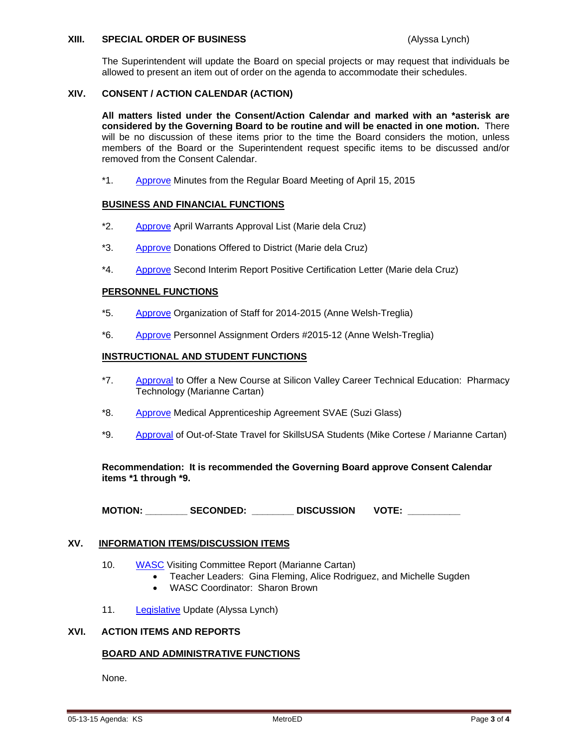## XIII. SPECIAL ORDER OF BUSINESS (Alyssa Lynch)

The Superintendent will update the Board on special projects or may request that individuals be allowed to present an item out of order on the agenda to accommodate their schedules.

## XIV. CONSENT / ACTION CALENDAR (ACTION)

**All matters listed under the Consent/Action Calendar and marked with an *asterisk are considered by the Governing Board to be routine and will be enacted in one motion.** There will be no discussion of these items prior to the time the Board considers the motion, unless members of the Board or the Superintendent request specific items to be discussed and/or removed from the Consent Calendar.

*1. Approve Minutes from the Regular Board Meeting of April 15, 2015

### BUSINESS AND FINANCIAL FUNCTIONS

*2. Approve April Warrants Approval List (Marie dela Cruz)

*3. Approve Donations Offered to District (Marie dela Cruz)

*4. Approve Second Interim Report Positive Certification Letter (Marie dela Cruz)

### PERSONNEL FUNCTIONS

*5. Approve Organization of Staff for 2014-2015 (Anne Welsh-Treglia)

*6. Approve Personnel Assignment Orders #2015-12 (Anne Welsh-Treglia)

### INSTRUCTIONAL AND STUDENT FUNCTIONS

*7. Approval to Offer a New Course at Silicon Valley Career Technical Education: Pharmacy Technology (Marianne Cartan)

*8. Approve Medical Apprenticeship Agreement SVAE (Suzi Glass)

*9. Approval of Out-of-State Travel for SkillsUSA Students (Mike Cortese / Marianne Cartan)

**Recommendation: It is recommended the Governing Board approve Consent Calendar items *1 through *9.**

**MOTION: _______ SECONDED: _______ DISCUSSION VOTE: _________**

## XV. INFORMATION ITEMS/DISCUSSION ITEMS

10. WASC Visiting Committee Report (Marianne Cartan)
    - Teacher Leaders: Gina Fleming, Alice Rodriguez, and Michelle Sugden
    - WASC Coordinator: Sharon Brown

11. Legislative Update (Alyssa Lynch)

## XVI. ACTION ITEMS AND REPORTS

### BOARD AND ADMINISTRATIVE FUNCTIONS

None.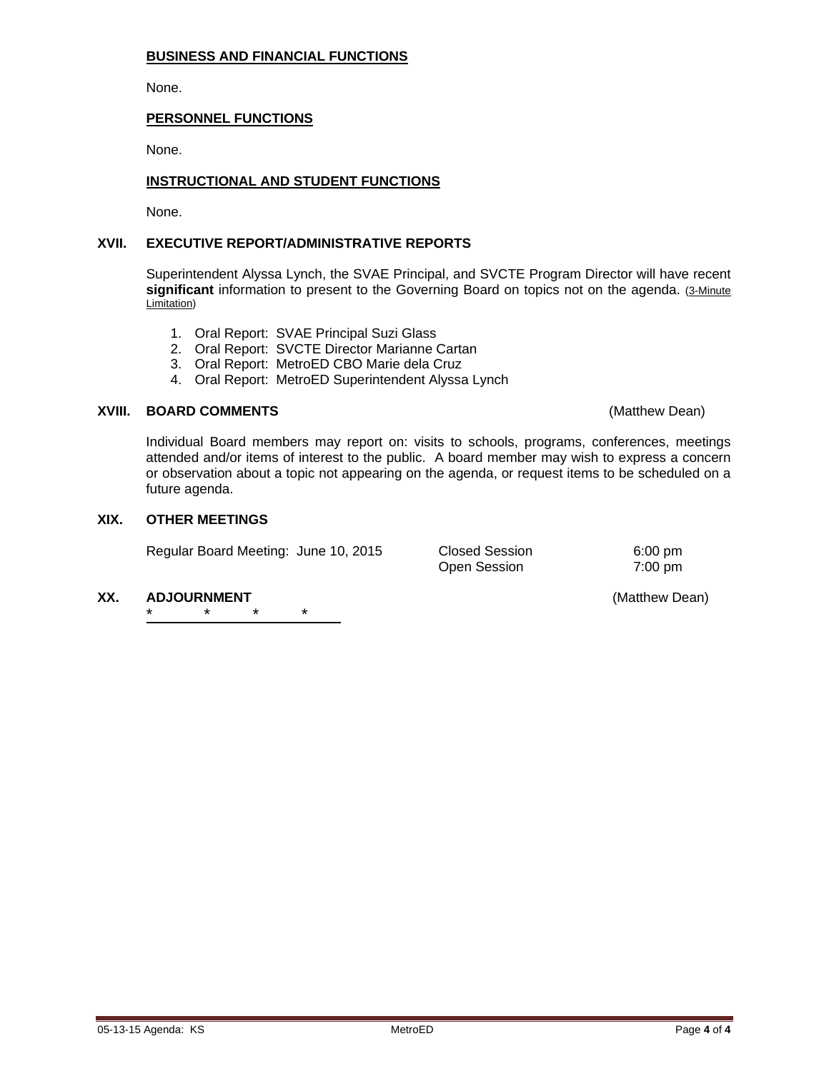**BUSINESS AND FINANCIAL FUNCTIONS**

None.

**PERSONNEL FUNCTIONS**

None.

**INSTRUCTIONAL AND STUDENT FUNCTIONS**

None.

## XVII. EXECUTIVE REPORT/ADMINISTRATIVE REPORTS

Superintendent Alyssa Lynch, the SVAE Principal, and SVCTE Program Director will have recent **significant** information to present to the Governing Board on topics not on the agenda. (3-Minute Limitation)

1. Oral Report: SVAE Principal Suzi Glass
2. Oral Report: SVCTE Director Marianne Cartan
3. Oral Report: MetroED CBO Marie dela Cruz
4. Oral Report: MetroED Superintendent Alyssa Lynch

## XVIII. BOARD COMMENTS (Matthew Dean)

Individual Board members may report on: visits to schools, programs, conferences, meetings attended and/or items of interest to the public. A board member may wish to express a concern or observation about a topic not appearing on the agenda, or request items to be scheduled on a future agenda.

## XIX. OTHER MEETINGS

| | | |
|---|---|---|
| Regular Board Meeting: June 10, 2015 | Closed Session | 6:00 pm |
| | Open Session | 7:00 pm |

## XX. ADJOURNMENT (Matthew Dean)

\* \* \* \*